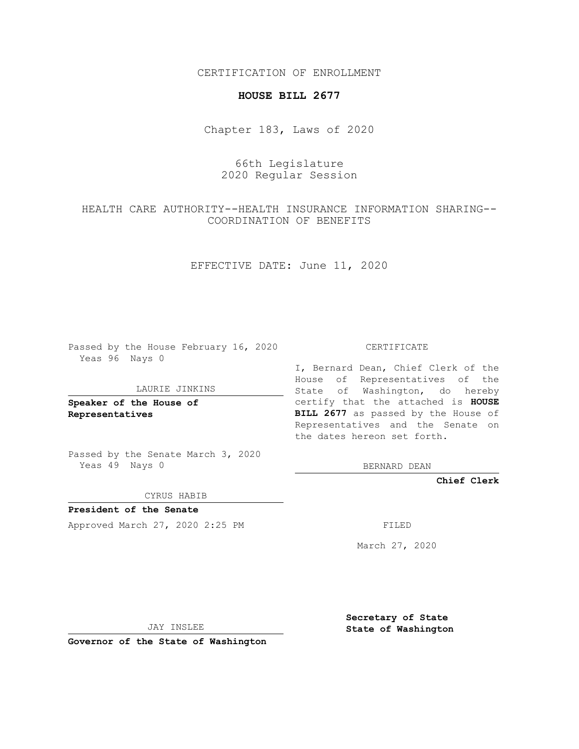CERTIFICATION OF ENROLLMENT

**HOUSE BILL 2677**

Chapter 183, Laws of 2020

66th Legislature
2020 Regular Session

HEALTH CARE AUTHORITY--HEALTH INSURANCE INFORMATION SHARING--COORDINATION OF BENEFITS

EFFECTIVE DATE: June 11, 2020

Passed by the House February 16, 2020
Yeas 96 Nays 0

LAURIE JINKINS

**Speaker of the House of Representatives**

Passed by the Senate March 3, 2020
Yeas 49 Nays 0

CYRUS HABIB

**President of the Senate**

Approved March 27, 2020 2:25 PM

JAY INSLEE

**Governor of the State of Washington**

CERTIFICATE

I, Bernard Dean, Chief Clerk of the House of Representatives of the State of Washington, do hereby certify that the attached is **HOUSE BILL 2677** as passed by the House of Representatives and the Senate on the dates hereon set forth.

BERNARD DEAN

**Chief Clerk**

FILED

March 27, 2020

**Secretary of State**
**State of Washington**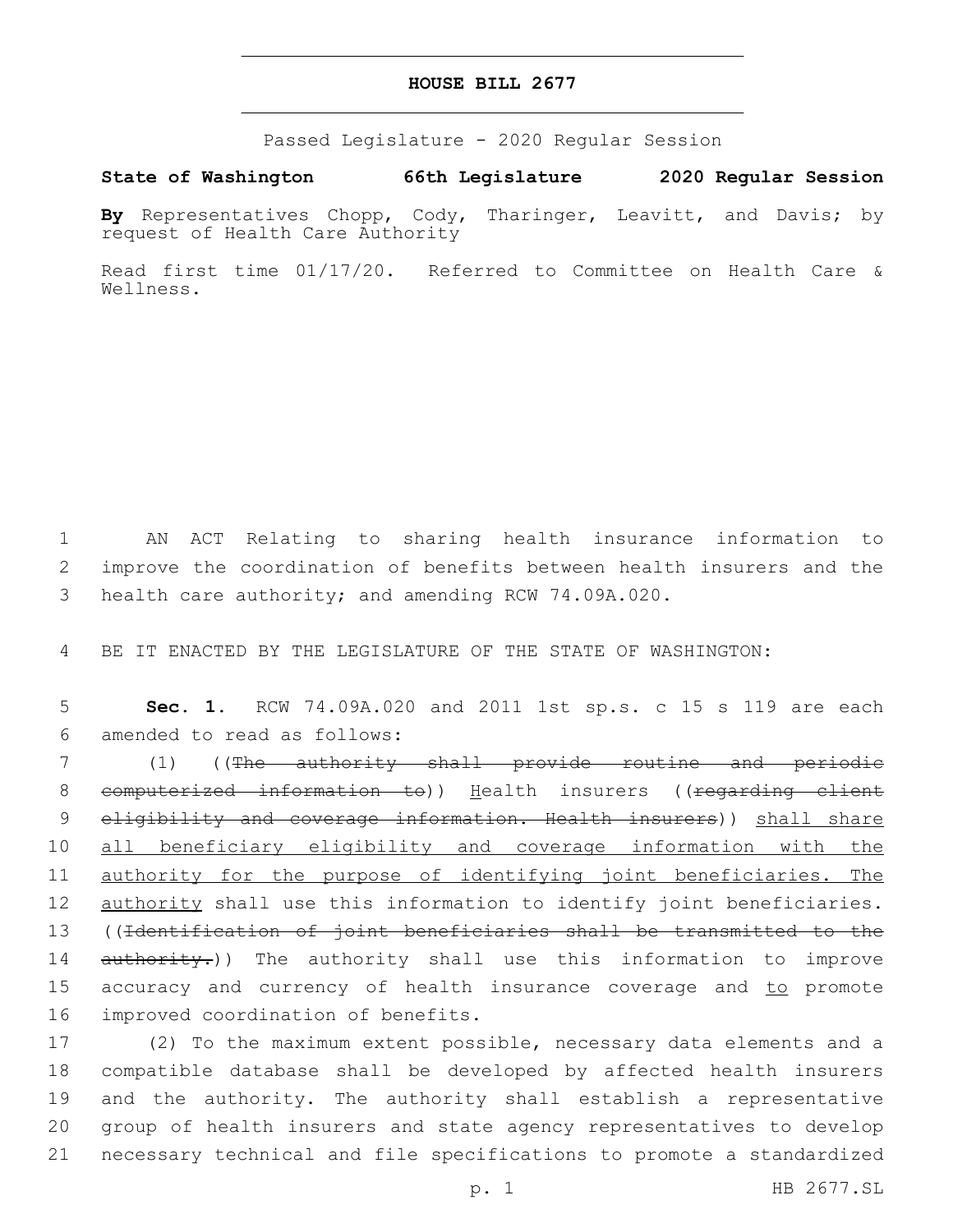# HOUSE BILL 2677

Passed Legislature - 2020 Regular Session

**State of Washington 66th Legislature 2020 Regular Session**

**By** Representatives Chopp, Cody, Tharinger, Leavitt, and Davis; by request of Health Care Authority

Read first time 01/17/20. Referred to Committee on Health Care & Wellness.

1 AN ACT Relating to sharing health insurance information to 2 improve the coordination of benefits between health insurers and the 3 health care authority; and amending RCW 74.09A.020.

4 BE IT ENACTED BY THE LEGISLATURE OF THE STATE OF WASHINGTON:

5 **Sec. 1.** RCW 74.09A.020 and 2011 1st sp.s. c 15 s 119 are each 6 amended to read as follows:

7 (1) ((~~The authority shall provide routine and periodic~~ 8 ~~computerized information to~~)) <u>H</u>ealth insurers ((~~regarding client~~ 9 ~~eligibility and coverage information. Health insurers~~)) <u>shall share</u> 10 <u>all beneficiary eligibility and coverage information with the</u> 11 <u>authority for the purpose of identifying joint beneficiaries. The</u> 12 <u>authority</u> shall use this information to identify joint beneficiaries. 13 ((~~Identification of joint beneficiaries shall be transmitted to the~~ 14 ~~authority.~~)) The authority shall use this information to improve 15 accuracy and currency of health insurance coverage and <u>to</u> promote 16 improved coordination of benefits.

17 (2) To the maximum extent possible, necessary data elements and a 18 compatible database shall be developed by affected health insurers 19 and the authority. The authority shall establish a representative 20 group of health insurers and state agency representatives to develop 21 necessary technical and file specifications to promote a standardized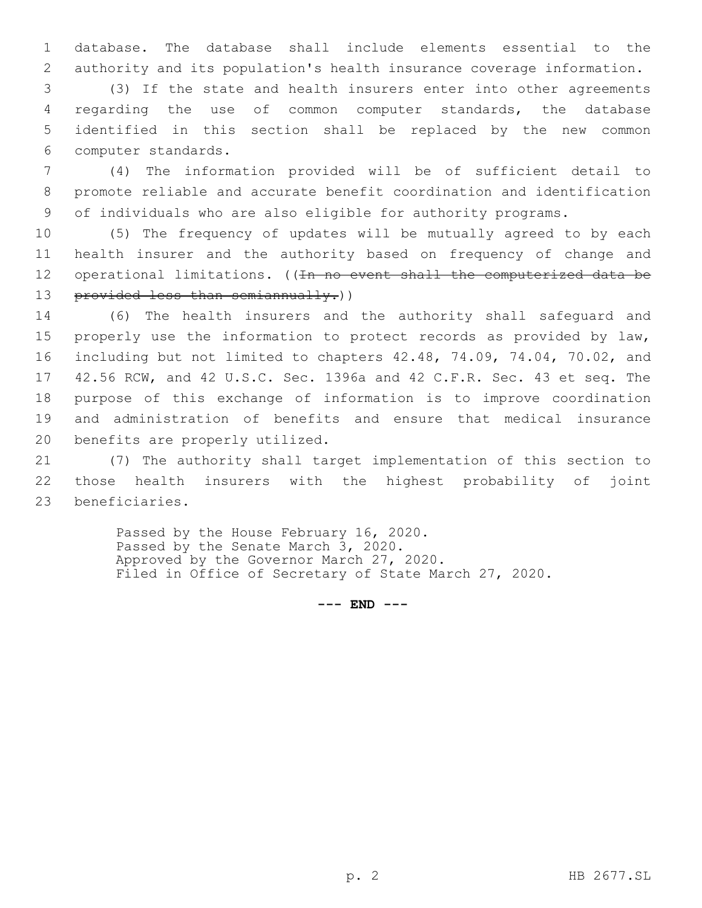database. The database shall include elements essential to the authority and its population's health insurance coverage information.

(3) If the state and health insurers enter into other agreements regarding the use of common computer standards, the database identified in this section shall be replaced by the new common computer standards.

(4) The information provided will be of sufficient detail to promote reliable and accurate benefit coordination and identification of individuals who are also eligible for authority programs.

(5) The frequency of updates will be mutually agreed to by each health insurer and the authority based on frequency of change and operational limitations. ((~~In no event shall the computerized data be provided less than semiannually.~~))

(6) The health insurers and the authority shall safeguard and properly use the information to protect records as provided by law, including but not limited to chapters 42.48, 74.09, 74.04, 70.02, and 42.56 RCW, and 42 U.S.C. Sec. 1396a and 42 C.F.R. Sec. 43 et seq. The purpose of this exchange of information is to improve coordination and administration of benefits and ensure that medical insurance benefits are properly utilized.

(7) The authority shall target implementation of this section to those health insurers with the highest probability of joint beneficiaries.

Passed by the House February 16, 2020.
Passed by the Senate March 3, 2020.
Approved by the Governor March 27, 2020.
Filed in Office of Secretary of State March 27, 2020.

**--- END ---**